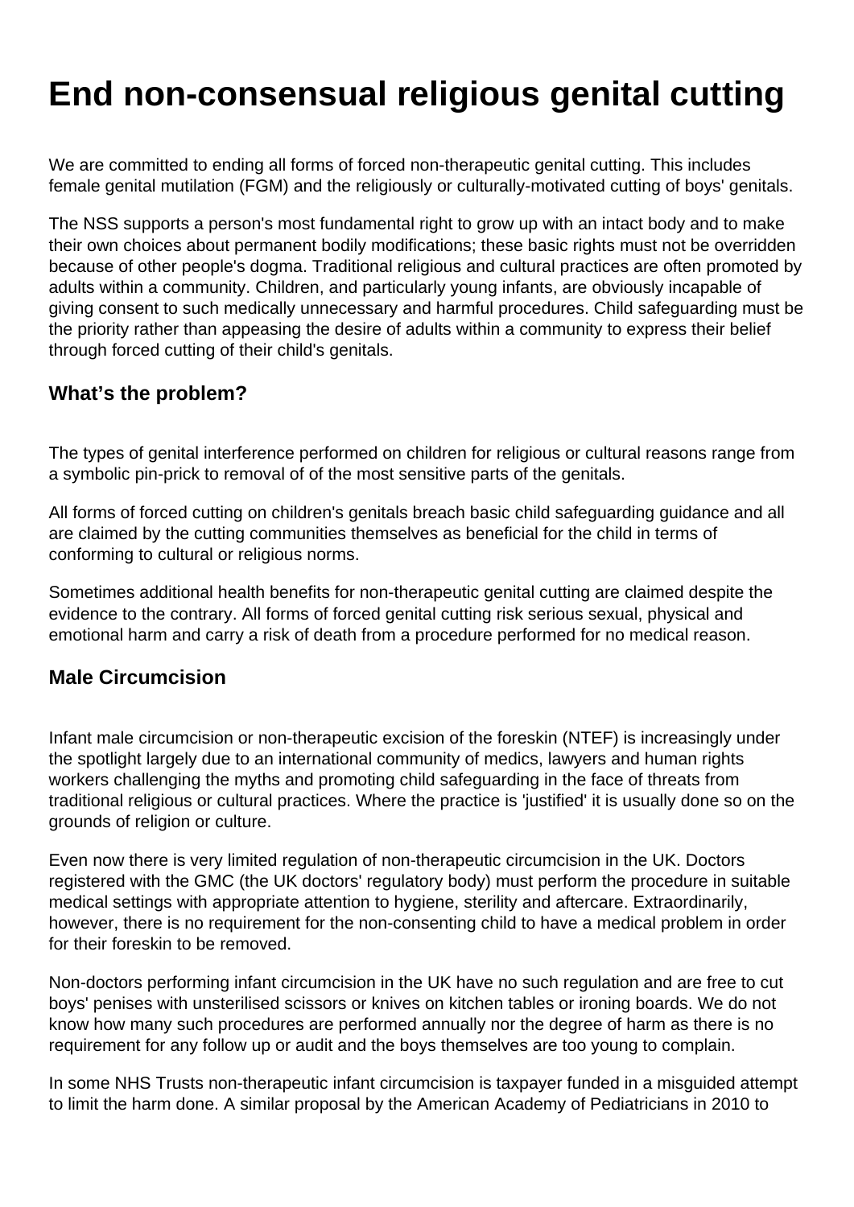# End non-consensual religious genital cutting

We are committed to ending all forms of forced non-therapeutic genital cutting. This includes female genital mutilation (FGM) and the religiously or culturally-motivated cutting of boys' genitals.

The NSS supports a person's most fundamental right to grow up with an intact body and to make their own choices about permanent bodily modifications; these basic rights must not be overridden because of other people's dogma. Traditional religious and cultural practices are often promoted by adults within a community. Children, and particularly young infants, are obviously incapable of giving consent to such medically unnecessary and harmful procedures. Child safeguarding must be the priority rather than appeasing the desire of adults within a community to express their belief through forced cutting of their child's genitals.

## What's the problem?

The types of genital interference performed on children for religious or cultural reasons range from a symbolic pin-prick to removal of of the most sensitive parts of the genitals.

All forms of forced cutting on children's genitals breach basic child safeguarding guidance and all are claimed by the cutting communities themselves as beneficial for the child in terms of conforming to cultural or religious norms.

Sometimes additional health benefits for non-therapeutic genital cutting are claimed despite the evidence to the contrary. All forms of forced genital cutting risk serious sexual, physical and emotional harm and carry a risk of death from a procedure performed for no medical reason.

## Male Circumcision

Infant male circumcision or non-therapeutic excision of the foreskin (NTEF) is increasingly under the spotlight largely due to an international community of medics, lawyers and human rights workers challenging the myths and promoting child safeguarding in the face of threats from traditional religious or cultural practices. Where the practice is 'justified' it is usually done so on the grounds of religion or culture.

Even now there is very limited regulation of non-therapeutic circumcision in the UK. Doctors registered with the GMC (the UK doctors' regulatory body) must perform the procedure in suitable medical settings with appropriate attention to hygiene, sterility and aftercare. Extraordinarily, however, there is no requirement for the non-consenting child to have a medical problem in order for their foreskin to be removed.

Non-doctors performing infant circumcision in the UK have no such regulation and are free to cut boys' penises with unsterilised scissors or knives on kitchen tables or ironing boards. We do not know how many such procedures are performed annually nor the degree of harm as there is no requirement for any follow up or audit and the boys themselves are too young to complain.

In some NHS Trusts non-therapeutic infant circumcision is taxpayer funded in a misguided attempt to limit the harm done. A similar proposal by the American Academy of Pediatricians in 2010 to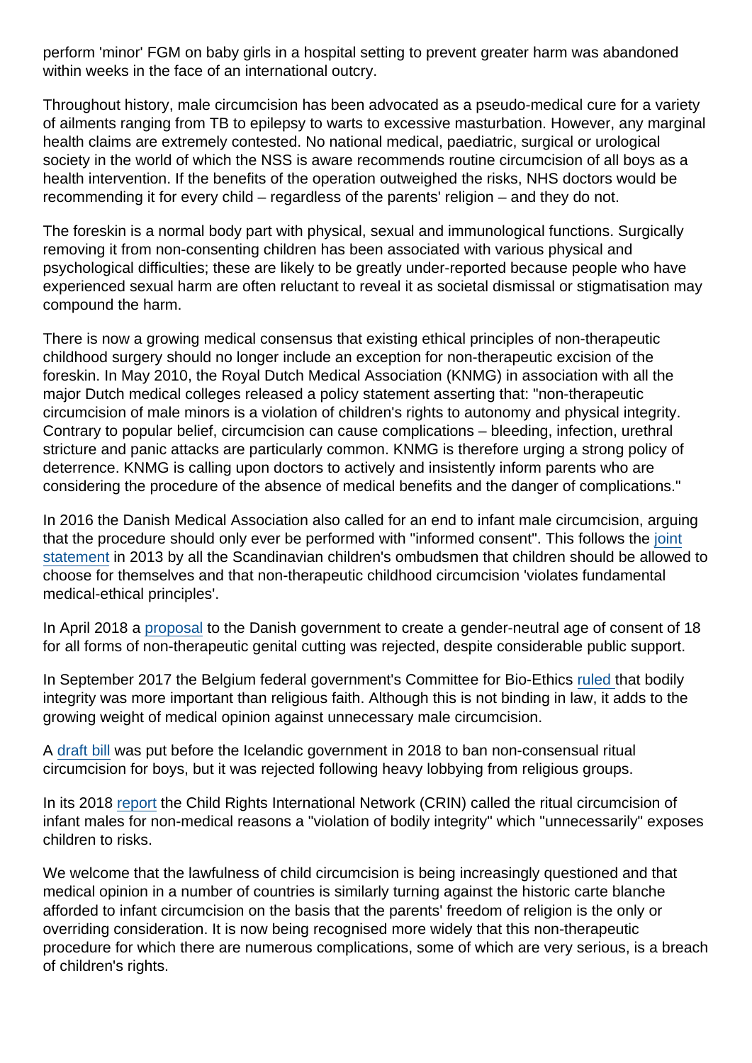perform 'minor' FGM on baby girls in a hospital setting to prevent greater harm was abandoned within weeks in the face of an international outcry.

Throughout history, male circumcision has been advocated as a pseudo-medical cure for a variety of ailments ranging from TB to epilepsy to warts to excessive masturbation. However, any marginal health claims are extremely contested. No national medical, paediatric, surgical or urological society in the world of which the NSS is aware recommends routine circumcision of all boys as a health intervention. If the benefits of the operation outweighed the risks, NHS doctors would be recommending it for every child – regardless of the parents' religion – and they do not.

The foreskin is a normal body part with physical, sexual and immunological functions. Surgically removing it from non-consenting children has been associated with various physical and psychological difficulties; these are likely to be greatly under-reported because people who have experienced sexual harm are often reluctant to reveal it as societal dismissal or stigmatisation may compound the harm.

There is now a growing medical consensus that existing ethical principles of non-therapeutic childhood surgery should no longer include an exception for non-therapeutic excision of the foreskin. In May 2010, the Royal Dutch Medical Association (KNMG) in association with all the major Dutch medical colleges released a policy statement asserting that: "non-therapeutic circumcision of male minors is a violation of children's rights to autonomy and physical integrity. Contrary to popular belief, circumcision can cause complications – bleeding, infection, urethral stricture and panic attacks are particularly common. KNMG is therefore urging a strong policy of deterrence. KNMG is calling upon doctors to actively and insistently inform parents who are considering the procedure of the absence of medical benefits and the danger of complications."

In 2016 the Danish Medical Association also called for an end to infant male circumcision, arguing that the procedure should only ever be performed with "informed consent". This follows the joint statement in 2013 by all the Scandinavian children's ombudsmen that children should be allowed to choose for themselves and that non-therapeutic childhood circumcision 'violates fundamental medical-ethical principles'.

In April 2018 a proposal to the Danish government to create a gender-neutral age of consent of 18 for all forms of non-therapeutic genital cutting was rejected, despite considerable public support.

In September 2017 the Belgium federal government's Committee for Bio-Ethics ruled that bodily integrity was more important than religious faith. Although this is not binding in law, it adds to the growing weight of medical opinion against unnecessary male circumcision.

A draft bill was put before the Icelandic government in 2018 to ban non-consensual ritual circumcision for boys, but it was rejected following heavy lobbying from religious groups.

In its 2018 report the Child Rights International Network (CRIN) called the ritual circumcision of infant males for non-medical reasons a "violation of bodily integrity" which "unnecessarily" exposes children to risks.

We welcome that the lawfulness of child circumcision is being increasingly questioned and that medical opinion in a number of countries is similarly turning against the historic carte blanche afforded to infant circumcision on the basis that the parents' freedom of religion is the only or overriding consideration. It is now being recognised more widely that this non-therapeutic procedure for which there are numerous complications, some of which are very serious, is a breach of children's rights.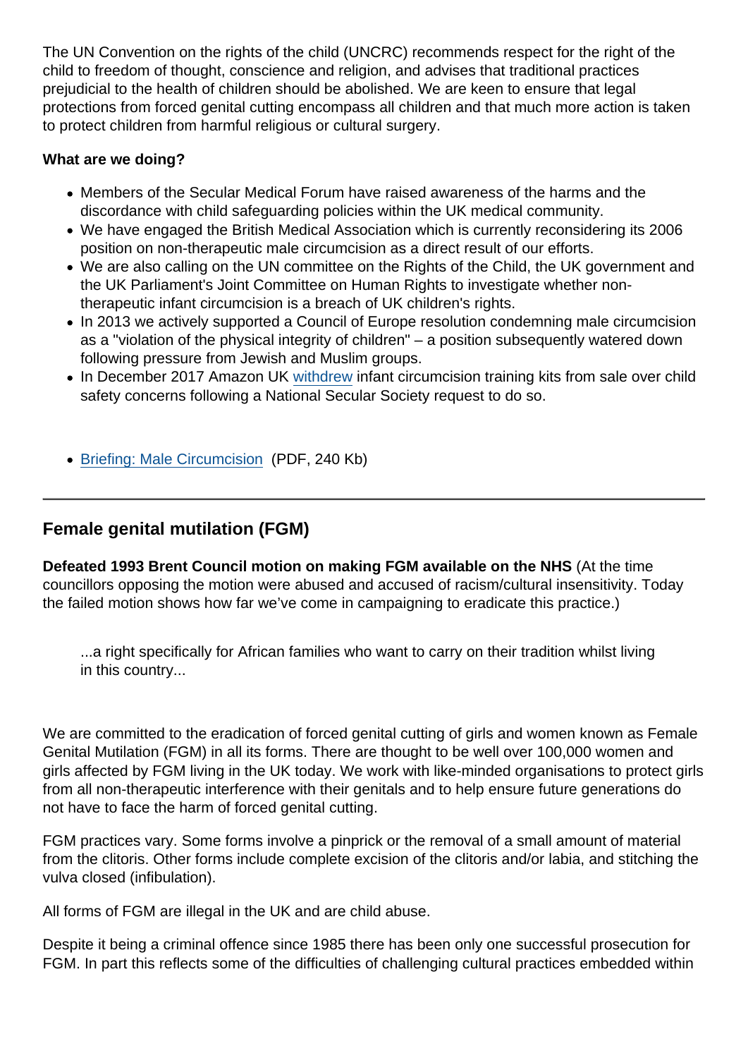The UN Convention on the rights of the child (UNCRC) recommends respect for the right of the child to freedom of thought, conscience and religion, and advises that traditional practices prejudicial to the health of children should be abolished. We are keen to ensure that legal protections from forced genital cutting encompass all children and that much more action is taken to protect children from harmful religious or cultural surgery.

**What are we doing?**

- Members of the Secular Medical Forum have raised awareness of the harms and the discordance with child safeguarding policies within the UK medical community.
- We have engaged the British Medical Association which is currently reconsidering its 2006 position on non-therapeutic male circumcision as a direct result of our efforts.
- We are also calling on the UN committee on the Rights of the Child, the UK government and the UK Parliament's Joint Committee on Human Rights to investigate whether non-therapeutic infant circumcision is a breach of UK children's rights.
- In 2013 we actively supported a Council of Europe resolution condemning male circumcision as a "violation of the physical integrity of children" – a position subsequently watered down following pressure from Jewish and Muslim groups.
- In December 2017 Amazon UK withdrew infant circumcision training kits from sale over child safety concerns following a National Secular Society request to do so.

- Briefing: Male Circumcision (PDF, 240 Kb)

---

## Female genital mutilation (FGM)

**Defeated 1993 Brent Council motion on making FGM available on the NHS** (At the time councillors opposing the motion were abused and accused of racism/cultural insensitivity. Today the failed motion shows how far we've come in campaigning to eradicate this practice.)

> ...a right specifically for African families who want to carry on their tradition whilst living in this country...

We are committed to the eradication of forced genital cutting of girls and women known as Female Genital Mutilation (FGM) in all its forms. There are thought to be well over 100,000 women and girls affected by FGM living in the UK today. We work with like-minded organisations to protect girls from all non-therapeutic interference with their genitals and to help ensure future generations do not have to face the harm of forced genital cutting.

FGM practices vary. Some forms involve a pinprick or the removal of a small amount of material from the clitoris. Other forms include complete excision of the clitoris and/or labia, and stitching the vulva closed (infibulation).

All forms of FGM are illegal in the UK and are child abuse.

Despite it being a criminal offence since 1985 there has been only one successful prosecution for FGM. In part this reflects some of the difficulties of challenging cultural practices embedded within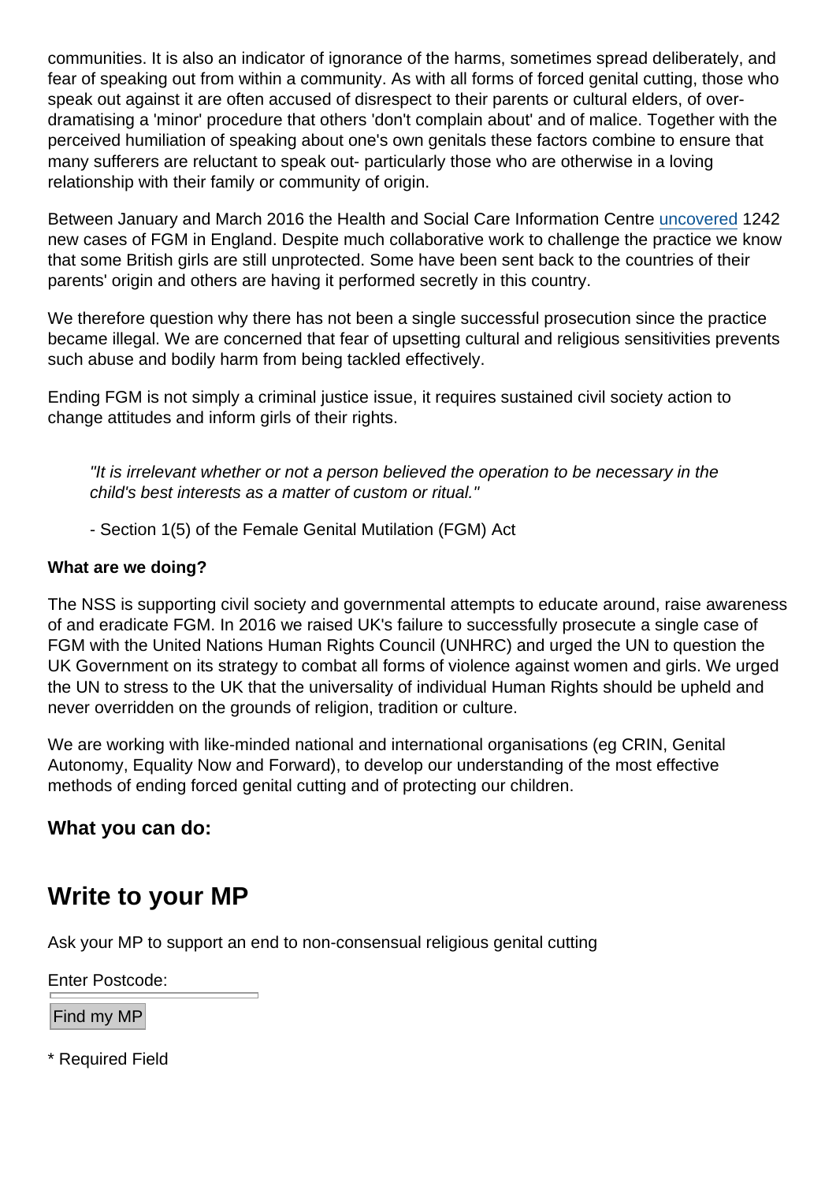communities. It is also an indicator of ignorance of the harms, sometimes spread deliberately, and fear of speaking out from within a community. As with all forms of forced genital cutting, those who speak out against it are often accused of disrespect to their parents or cultural elders, of over-dramatising a 'minor' procedure that others 'don't complain about' and of malice. Together with the perceived humiliation of speaking about one's own genitals these factors combine to ensure that many sufferers are reluctant to speak out- particularly those who are otherwise in a loving relationship with their family or community of origin.

Between January and March 2016 the Health and Social Care Information Centre uncovered 1242 new cases of FGM in England. Despite much collaborative work to challenge the practice we know that some British girls are still unprotected. Some have been sent back to the countries of their parents' origin and others are having it performed secretly in this country.

We therefore question why there has not been a single successful prosecution since the practice became illegal. We are concerned that fear of upsetting cultural and religious sensitivities prevents such abuse and bodily harm from being tackled effectively.

Ending FGM is not simply a criminal justice issue, it requires sustained civil society action to change attitudes and inform girls of their rights.

> *"It is irrelevant whether or not a person believed the operation to be necessary in the child's best interests as a matter of custom or ritual."*
>
> - Section 1(5) of the Female Genital Mutilation (FGM) Act

**What are we doing?**

The NSS is supporting civil society and governmental attempts to educate around, raise awareness of and eradicate FGM. In 2016 we raised UK's failure to successfully prosecute a single case of FGM with the United Nations Human Rights Council (UNHRC) and urged the UN to question the UK Government on its strategy to combat all forms of violence against women and girls. We urged the UN to stress to the UK that the universality of individual Human Rights should be upheld and never overridden on the grounds of religion, tradition or culture.

We are working with like-minded national and international organisations (eg CRIN, Genital Autonomy, Equality Now and Forward), to develop our understanding of the most effective methods of ending forced genital cutting and of protecting our children.

### What you can do:

## Write to your MP

Ask your MP to support an end to non-consensual religious genital cutting

Enter Postcode:

Find my MP

* Required Field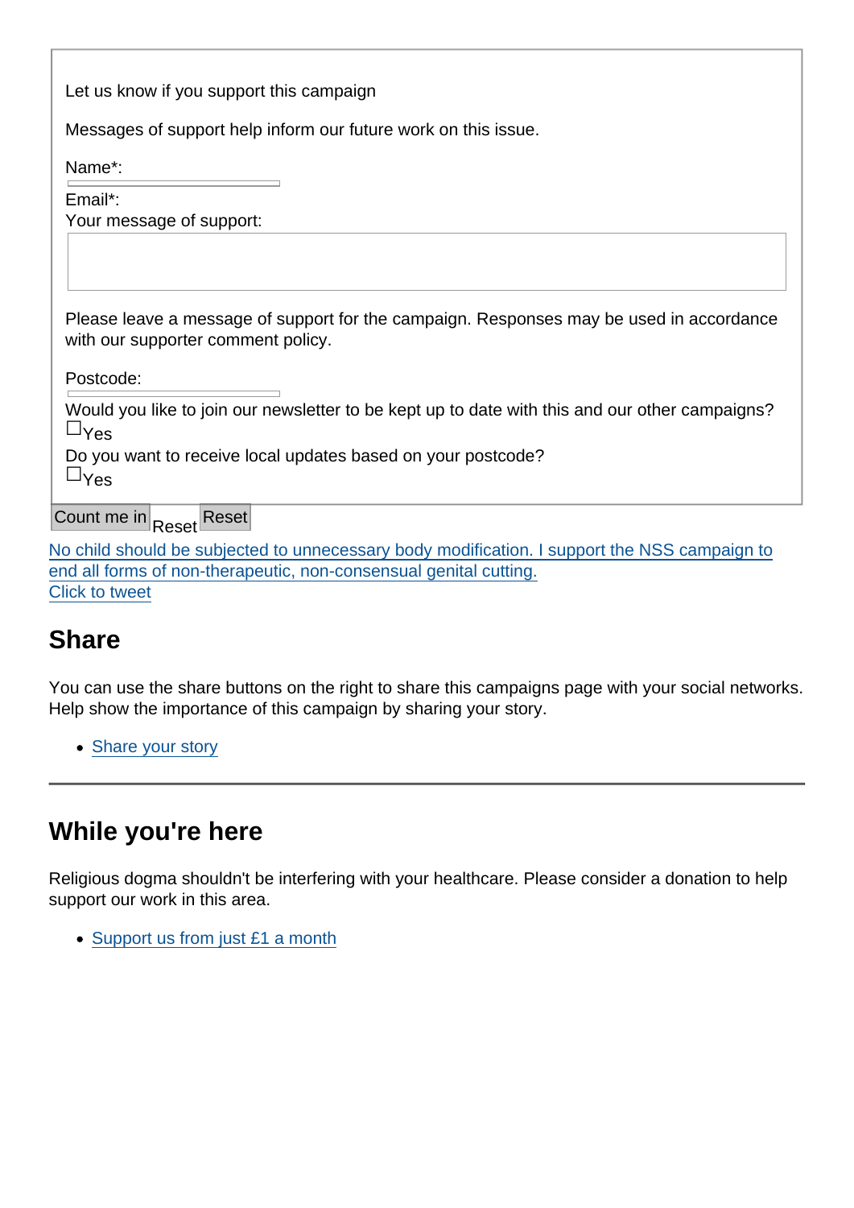Let us know if you support this campaign

Messages of support help inform our future work on this issue.

Name*:

Email*:

Your message of support:

Please leave a message of support for the campaign. Responses may be used in accordance with our supporter comment policy.

Postcode:

Would you like to join our newsletter to be kept up to date with this and our other campaigns?

☐Yes

Do you want to receive local updates based on your postcode?

☐Yes

Count me in Reset Reset

No child should be subjected to unnecessary body modification. I support the NSS campaign to end all forms of non-therapeutic, non-consensual genital cutting.

Click to tweet

## Share

You can use the share buttons on the right to share this campaigns page with your social networks. Help show the importance of this campaign by sharing your story.

- Share your story

---

## While you're here

Religious dogma shouldn't be interfering with your healthcare. Please consider a donation to help support our work in this area.

- Support us from just £1 a month